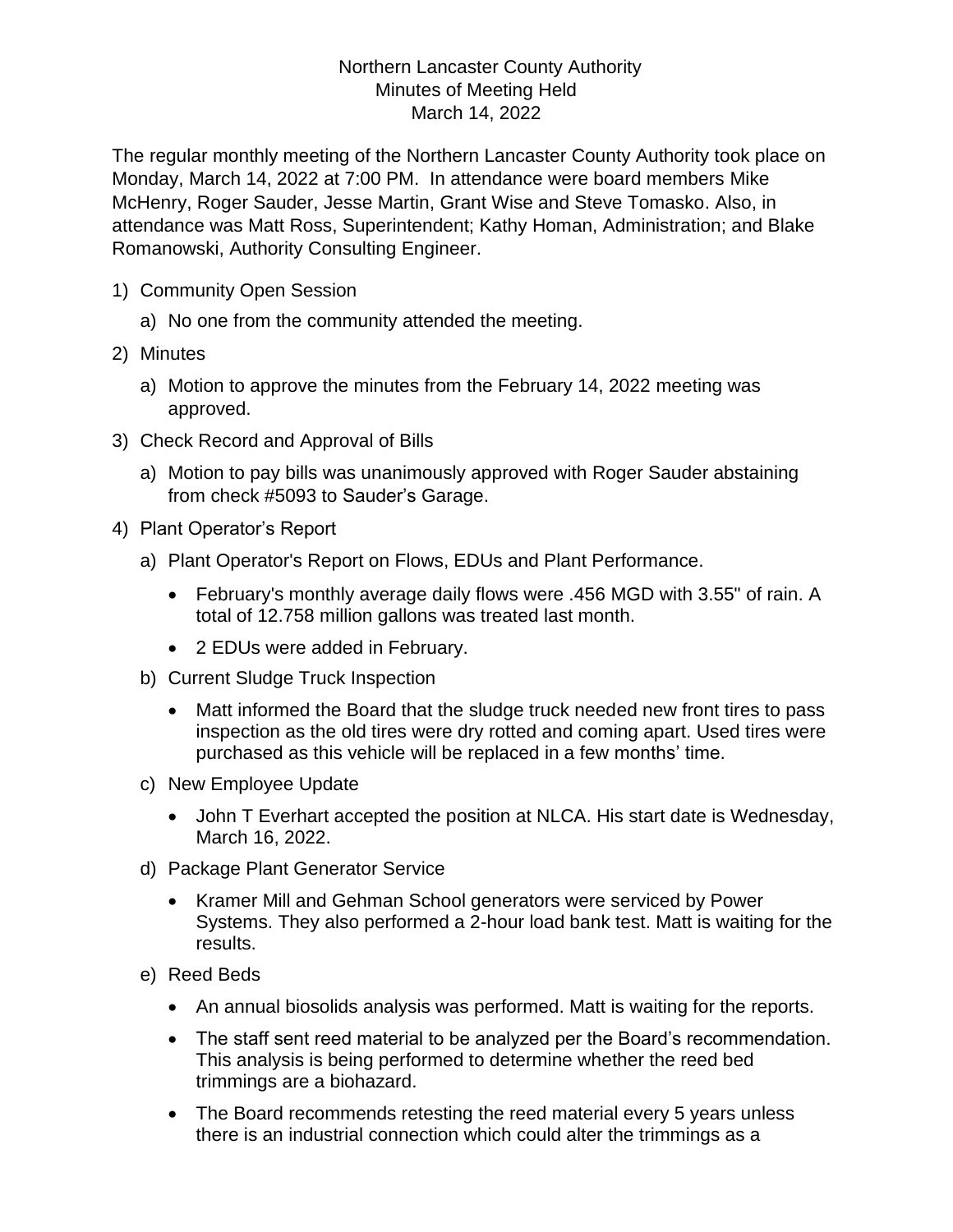Northern Lancaster County Authority
Minutes of Meeting Held
March 14, 2022

The regular monthly meeting of the Northern Lancaster County Authority took place on Monday, March 14, 2022 at 7:00 PM. In attendance were board members Mike McHenry, Roger Sauder, Jesse Martin, Grant Wise and Steve Tomasko. Also, in attendance was Matt Ross, Superintendent; Kathy Homan, Administration; and Blake Romanowski, Authority Consulting Engineer.

1) Community Open Session
   a) No one from the community attended the meeting.
2) Minutes
   a) Motion to approve the minutes from the February 14, 2022 meeting was approved.
3) Check Record and Approval of Bills
   a) Motion to pay bills was unanimously approved with Roger Sauder abstaining from check #5093 to Sauder's Garage.
4) Plant Operator's Report
   a) Plant Operator's Report on Flows, EDUs and Plant Performance.
      - February's monthly average daily flows were .456 MGD with 3.55" of rain. A total of 12.758 million gallons was treated last month.
      - 2 EDUs were added in February.
   b) Current Sludge Truck Inspection
      - Matt informed the Board that the sludge truck needed new front tires to pass inspection as the old tires were dry rotted and coming apart. Used tires were purchased as this vehicle will be replaced in a few months' time.
   c) New Employee Update
      - John T Everhart accepted the position at NLCA. His start date is Wednesday, March 16, 2022.
   d) Package Plant Generator Service
      - Kramer Mill and Gehman School generators were serviced by Power Systems. They also performed a 2-hour load bank test. Matt is waiting for the results.
   e) Reed Beds
      - An annual biosolids analysis was performed. Matt is waiting for the reports.
      - The staff sent reed material to be analyzed per the Board's recommendation. This analysis is being performed to determine whether the reed bed trimmings are a biohazard.
      - The Board recommends retesting the reed material every 5 years unless there is an industrial connection which could alter the trimmings as a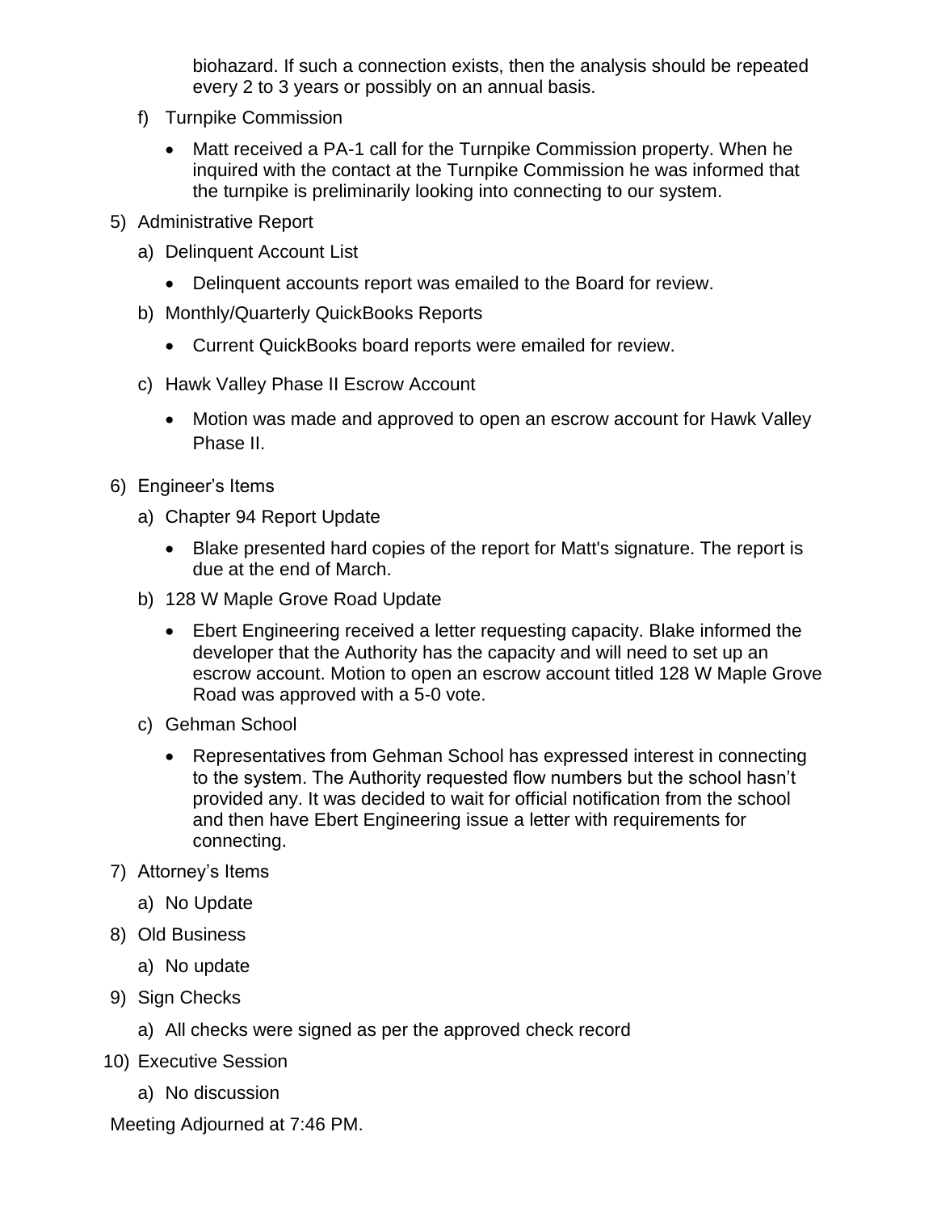biohazard. If such a connection exists, then the analysis should be repeated every 2 to 3 years or possibly on an annual basis.

f) Turnpike Commission

- Matt received a PA-1 call for the Turnpike Commission property. When he inquired with the contact at the Turnpike Commission he was informed that the turnpike is preliminarily looking into connecting to our system.

5) Administrative Report

a) Delinquent Account List

- Delinquent accounts report was emailed to the Board for review.

b) Monthly/Quarterly QuickBooks Reports

- Current QuickBooks board reports were emailed for review.

c) Hawk Valley Phase II Escrow Account

- Motion was made and approved to open an escrow account for Hawk Valley Phase II.

6) Engineer's Items

a) Chapter 94 Report Update

- Blake presented hard copies of the report for Matt's signature. The report is due at the end of March.

b) 128 W Maple Grove Road Update

- Ebert Engineering received a letter requesting capacity. Blake informed the developer that the Authority has the capacity and will need to set up an escrow account. Motion to open an escrow account titled 128 W Maple Grove Road was approved with a 5-0 vote.

c) Gehman School

- Representatives from Gehman School has expressed interest in connecting to the system. The Authority requested flow numbers but the school hasn't provided any. It was decided to wait for official notification from the school and then have Ebert Engineering issue a letter with requirements for connecting.

7) Attorney's Items

a) No Update

8) Old Business

a) No update

9) Sign Checks

a) All checks were signed as per the approved check record

10) Executive Session

a) No discussion

Meeting Adjourned at 7:46 PM.